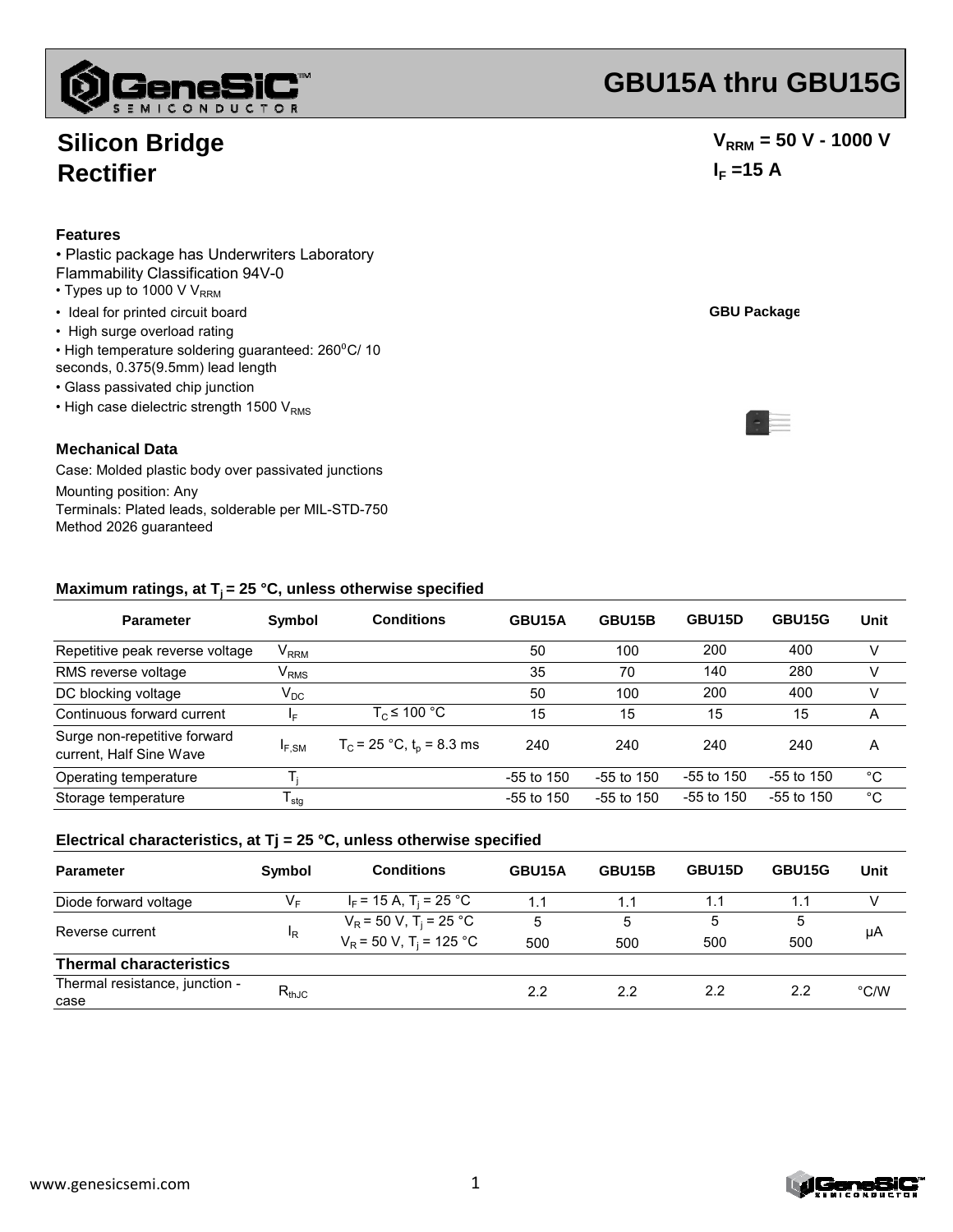# GBU15A thru GBU15G

## Silicon Bridge Rectifier

$V_{RRM}$ = 50 V - 1000 V

$I_F$ =15 A

### Features

- Plastic package has Underwriters Laboratory Flammability Classification 94V-0
- Types up to 1000 V $V_{RRM}$
- Ideal for printed circuit board
- High surge overload rating
- High temperature soldering guaranteed: 260°C/ 10 seconds, 0.375(9.5mm) lead length
- Glass passivated chip junction
- High case dielectric strength 1500 $V_{RMS}$

GBU Package

### Mechanical Data

Case: Molded plastic body over passivated junctions

Mounting position: Any

Terminals: Plated leads, solderable per MIL-STD-750 Method 2026 guaranteed

### Maximum ratings, at $T_j$ = 25 °C, unless otherwise specified

| Parameter | Symbol | Conditions | GBU15A | GBU15B | GBU15D | GBU15G | Unit |
|---|---|---|---|---|---|---|---|
| Repetitive peak reverse voltage | $V_{RRM}$ | | 50 | 100 | 200 | 400 | V |
| RMS reverse voltage | $V_{RMS}$ | | 35 | 70 | 140 | 280 | V |
| DC blocking voltage | $V_{DC}$ | | 50 | 100 | 200 | 400 | V |
| Continuous forward current | $I_F$ | $T_C$ ≤ 100 °C | 15 | 15 | 15 | 15 | A |
| Surge non-repetitive forward current, Half Sine Wave | $I_{F,SM}$ | $T_C$ = 25 °C, $t_p$ = 8.3 ms | 240 | 240 | 240 | 240 | A |
| Operating temperature | $T_j$ | | -55 to 150 | -55 to 150 | -55 to 150 | -55 to 150 | °C |
| Storage temperature | $T_{stg}$ | | -55 to 150 | -55 to 150 | -55 to 150 | -55 to 150 | °C |

### Electrical characteristics, at Tj = 25 °C, unless otherwise specified

| Parameter | Symbol | Conditions | GBU15A | GBU15B | GBU15D | GBU15G | Unit |
|---|---|---|---|---|---|---|---|
| Diode forward voltage | $V_F$ | $I_F$ = 15 A, $T_j$ = 25 °C | 1.1 | 1.1 | 1.1 | 1.1 | V |
| Reverse current | $I_R$ | $V_R$ = 50 V, $T_j$ = 25 °C | 5 | 5 | 5 | 5 | μA |
| | | $V_R$ = 50 V, $T_j$ = 125 °C | 500 | 500 | 500 | 500 | |
| **Thermal characteristics** | | | | | | | |
| Thermal resistance, junction - case | $R_{thJC}$ | | 2.2 | 2.2 | 2.2 | 2.2 | °C/W |

www.genesicsemi.com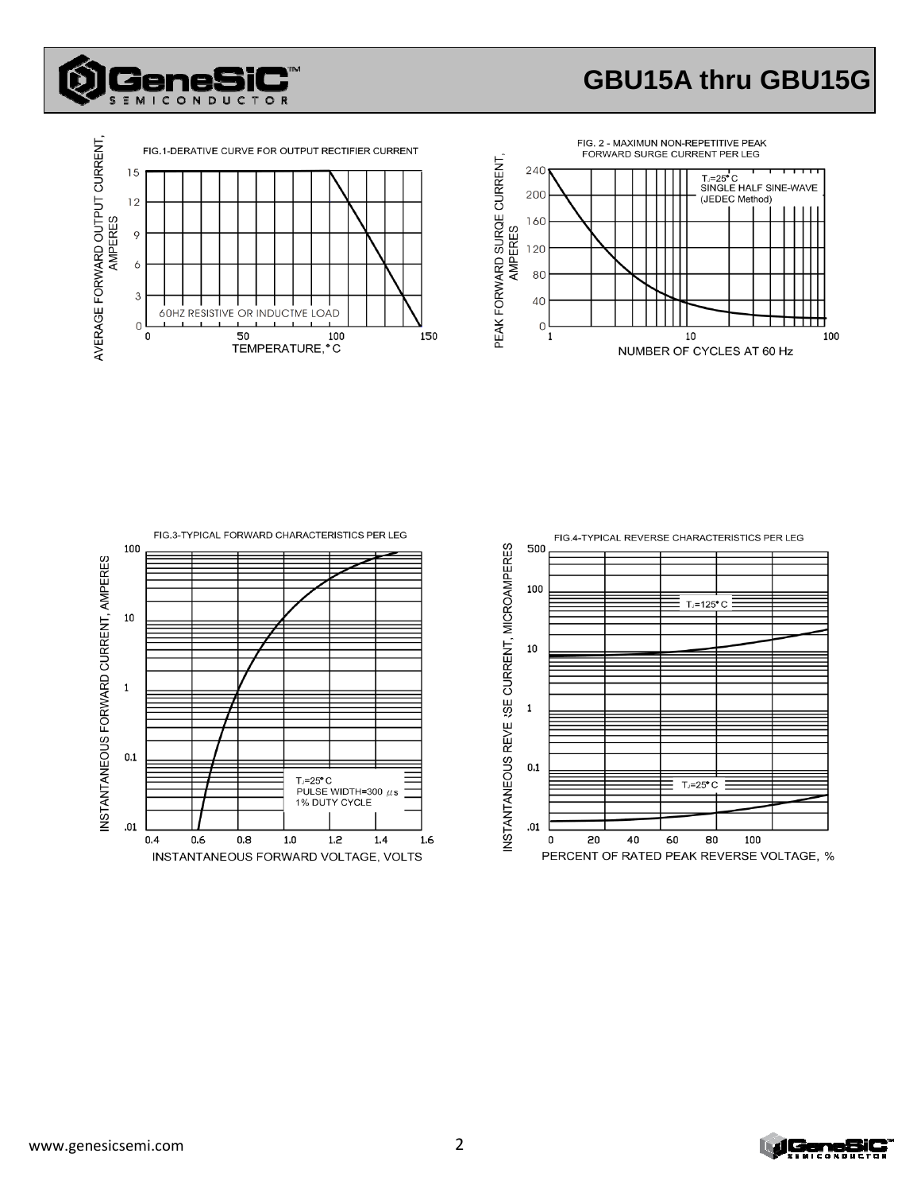FIG.1-DERATIVE CURVE FOR OUTPUT RECTIFIER CURRENT

AVERAGE FORWARD OUTPUT CURRENT, AMPERES

15
12
9
6
3
0

60HZ RESISTIVE OR INDUCTIVE LOAD

0 50 100 150

TEMPERATURE, °C

FIG. 2 - MAXIMUN NON-REPETITIVE PEAK FORWARD SURGE CURRENT PER LEG

PEAK FORWARD SURQE CURRENT, AMPERES

240
200
160
120
80
40
0

$T_J$=25°C
SINGLE HALF SINE-WAVE
(JEDEC Method)

1 10 100

NUMBER OF CYCLES AT 60 Hz

FIG.3-TYPICAL FORWARD CHARACTERISTICS PER LEG

INSTANTANEOUS FORWARD CURRENT, AMPERES

100
10
1
0.1
.01

$T_J$=25°C
PULSE WIDTH=300 μs
1% DUTY CYCLE

0.4 0.6 0.8 1.0 1.2 1.4 1.6

INSTANTANEOUS FORWARD VOLTAGE, VOLTS

FIG.4-TYPICAL REVERSE CHARACTERISTICS PER LEG

INSTANTANEOUS REVERSE CURRENT, MICROAMPERES

500
100
10
1
0.1
.01

$T_J$=125°C

$T_J$=25°C

0 20 40 60 80 100

PERCENT OF RATED PEAK REVERSE VOLTAGE, %